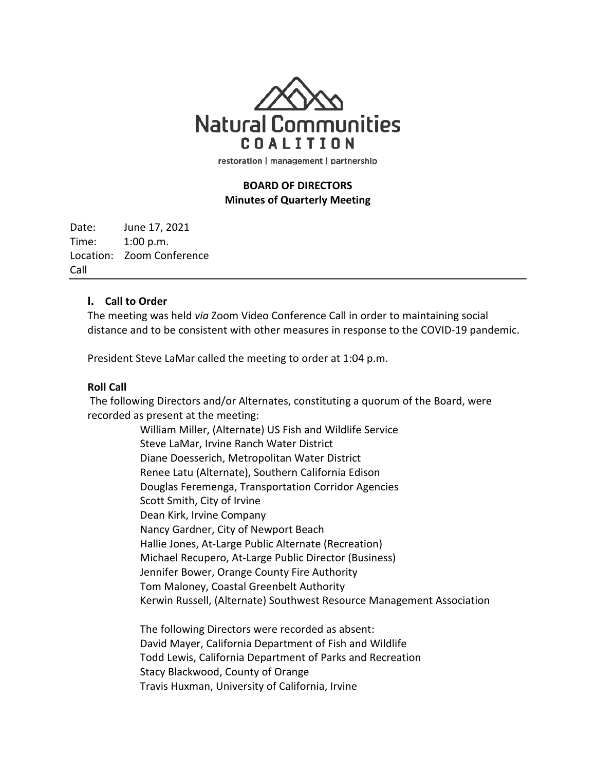# Natural Communities COALITION

restoration | management | partnership

**BOARD OF DIRECTORS**
**Minutes of Quarterly Meeting**

Date: June 17, 2021
Time: 1:00 p.m.
Location: Zoom Conference Call

## I. Call to Order

The meeting was held *via* Zoom Video Conference Call in order to maintaining social distance and to be consistent with other measures in response to the COVID-19 pandemic.

President Steve LaMar called the meeting to order at 1:04 p.m.

### Roll Call

The following Directors and/or Alternates, constituting a quorum of the Board, were recorded as present at the meeting:

William Miller, (Alternate) US Fish and Wildlife Service
Steve LaMar, Irvine Ranch Water District
Diane Doesserich, Metropolitan Water District
Renee Latu (Alternate), Southern California Edison
Douglas Feremenga, Transportation Corridor Agencies
Scott Smith, City of Irvine
Dean Kirk, Irvine Company
Nancy Gardner, City of Newport Beach
Hallie Jones, At-Large Public Alternate (Recreation)
Michael Recupero, At-Large Public Director (Business)
Jennifer Bower, Orange County Fire Authority
Tom Maloney, Coastal Greenbelt Authority
Kerwin Russell, (Alternate) Southwest Resource Management Association

The following Directors were recorded as absent:
David Mayer, California Department of Fish and Wildlife
Todd Lewis, California Department of Parks and Recreation
Stacy Blackwood, County of Orange
Travis Huxman, University of California, Irvine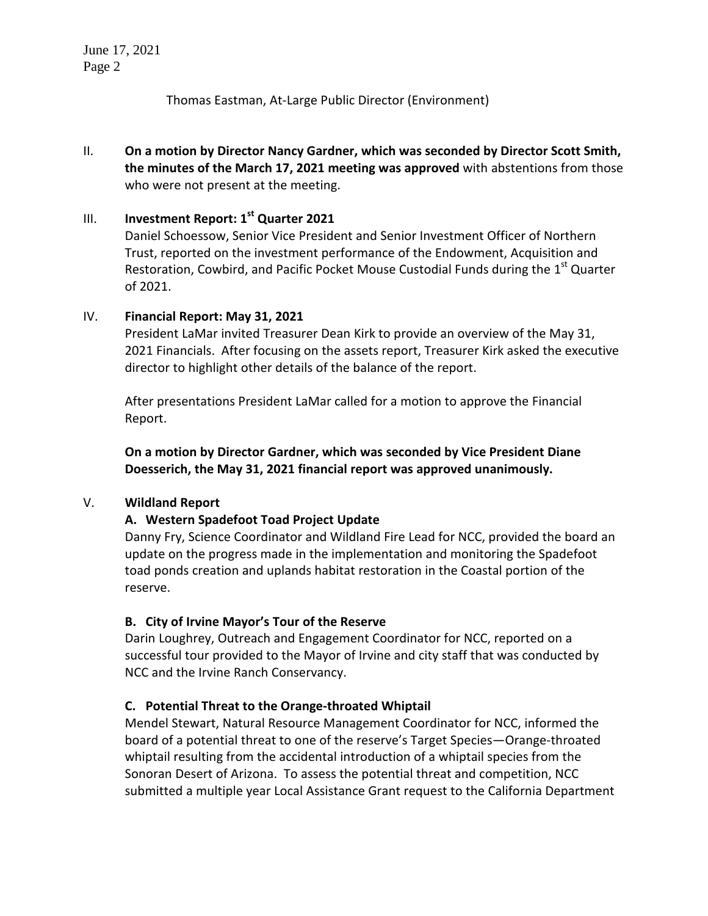Thomas Eastman, At-Large Public Director (Environment)

II. **On a motion by Director Nancy Gardner, which was seconded by Director Scott Smith, the minutes of the March 17, 2021 meeting was approved** with abstentions from those who were not present at the meeting.

III. **Investment Report: 1st Quarter 2021**

Daniel Schoessow, Senior Vice President and Senior Investment Officer of Northern Trust, reported on the investment performance of the Endowment, Acquisition and Restoration, Cowbird, and Pacific Pocket Mouse Custodial Funds during the 1st Quarter of 2021.

IV. **Financial Report: May 31, 2021**

President LaMar invited Treasurer Dean Kirk to provide an overview of the May 31, 2021 Financials. After focusing on the assets report, Treasurer Kirk asked the executive director to highlight other details of the balance of the report.

After presentations President LaMar called for a motion to approve the Financial Report.

**On a motion by Director Gardner, which was seconded by Vice President Diane Doesserich, the May 31, 2021 financial report was approved unanimously.**

V. **Wildland Report**

**A. Western Spadefoot Toad Project Update**

Danny Fry, Science Coordinator and Wildland Fire Lead for NCC, provided the board an update on the progress made in the implementation and monitoring the Spadefoot toad ponds creation and uplands habitat restoration in the Coastal portion of the reserve.

**B. City of Irvine Mayor's Tour of the Reserve**

Darin Loughrey, Outreach and Engagement Coordinator for NCC, reported on a successful tour provided to the Mayor of Irvine and city staff that was conducted by NCC and the Irvine Ranch Conservancy.

**C. Potential Threat to the Orange-throated Whiptail**

Mendel Stewart, Natural Resource Management Coordinator for NCC, informed the board of a potential threat to one of the reserve's Target Species—Orange-throated whiptail resulting from the accidental introduction of a whiptail species from the Sonoran Desert of Arizona. To assess the potential threat and competition, NCC submitted a multiple year Local Assistance Grant request to the California Department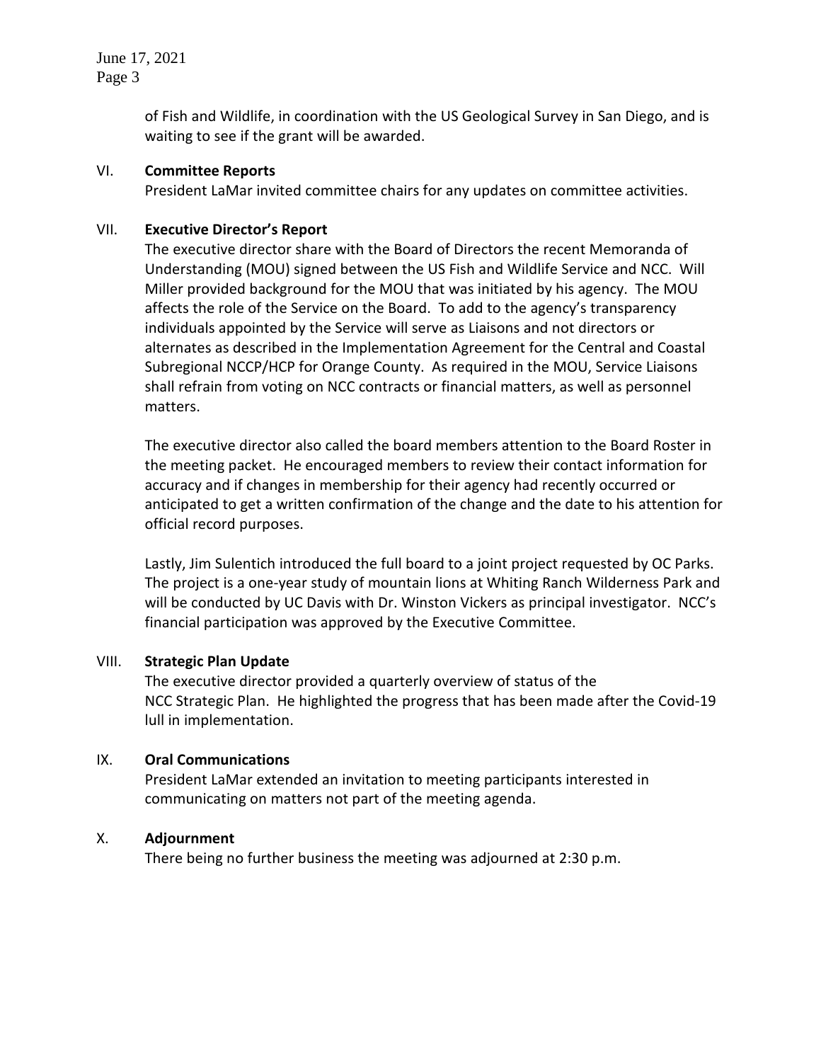of Fish and Wildlife, in coordination with the US Geological Survey in San Diego, and is waiting to see if the grant will be awarded.

VI. **Committee Reports**

President LaMar invited committee chairs for any updates on committee activities.

VII. **Executive Director's Report**

The executive director share with the Board of Directors the recent Memoranda of Understanding (MOU) signed between the US Fish and Wildlife Service and NCC. Will Miller provided background for the MOU that was initiated by his agency. The MOU affects the role of the Service on the Board. To add to the agency's transparency individuals appointed by the Service will serve as Liaisons and not directors or alternates as described in the Implementation Agreement for the Central and Coastal Subregional NCCP/HCP for Orange County. As required in the MOU, Service Liaisons shall refrain from voting on NCC contracts or financial matters, as well as personnel matters.

The executive director also called the board members attention to the Board Roster in the meeting packet. He encouraged members to review their contact information for accuracy and if changes in membership for their agency had recently occurred or anticipated to get a written confirmation of the change and the date to his attention for official record purposes.

Lastly, Jim Sulentich introduced the full board to a joint project requested by OC Parks. The project is a one-year study of mountain lions at Whiting Ranch Wilderness Park and will be conducted by UC Davis with Dr. Winston Vickers as principal investigator. NCC's financial participation was approved by the Executive Committee.

VIII. **Strategic Plan Update**

The executive director provided a quarterly overview of status of the NCC Strategic Plan. He highlighted the progress that has been made after the Covid-19 lull in implementation.

IX. **Oral Communications**

President LaMar extended an invitation to meeting participants interested in communicating on matters not part of the meeting agenda.

X. **Adjournment**

There being no further business the meeting was adjourned at 2:30 p.m.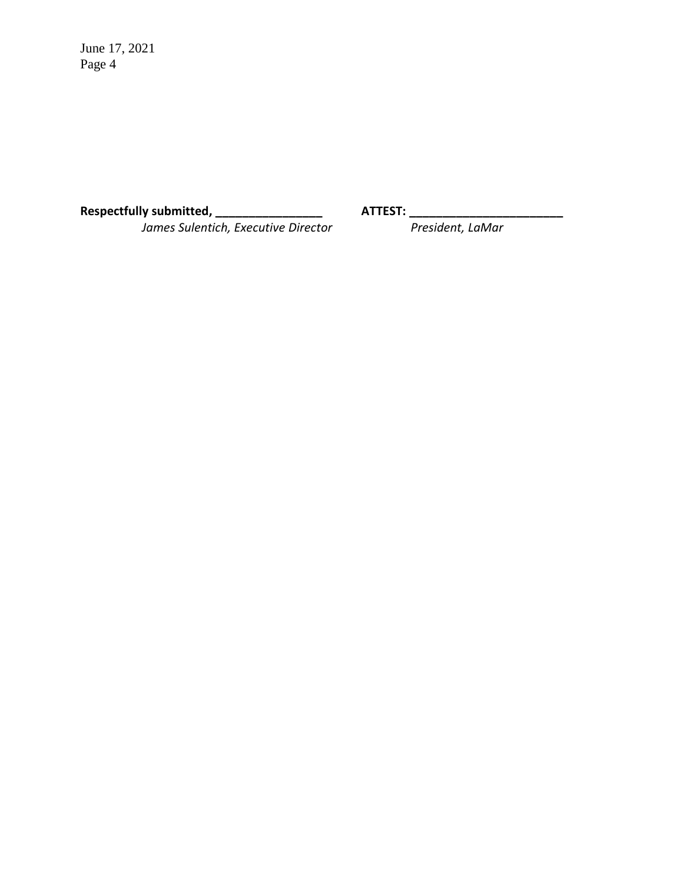**Respectfully submitted, \_\_\_\_\_\_\_\_\_\_\_\_\_\_\_\_\_**
*James Sulentich, Executive Director*

**ATTEST: \_\_\_\_\_\_\_\_\_\_\_\_\_\_\_\_\_\_\_\_\_\_\_\_**
*President, LaMar*